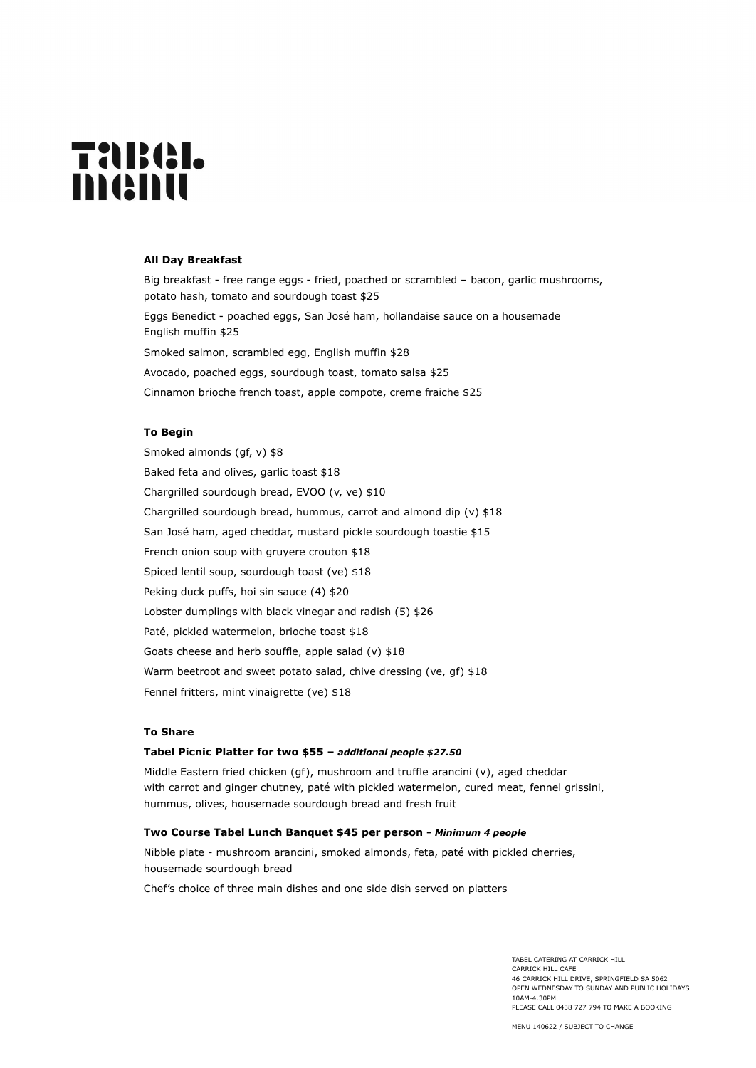# Tabel menu

### All Day Breakfast

Big breakfast - free range eggs - fried, poached or scrambled – bacon, garlic mushrooms, potato hash, tomato and sourdough toast $25

Eggs Benedict - poached eggs, San José ham, hollandaise sauce on a housemade English muffin $25

Smoked salmon, scrambled egg, English muffin $28

Avocado, poached eggs, sourdough toast, tomato salsa $25

Cinnamon brioche french toast, apple compote, creme fraiche $25

### To Begin

Smoked almonds (gf, v) $8

Baked feta and olives, garlic toast $18

Chargrilled sourdough bread, EVOO (v, ve) $10

Chargrilled sourdough bread, hummus, carrot and almond dip (v) $18

San José ham, aged cheddar, mustard pickle sourdough toastie $15

French onion soup with gruyere crouton $18

Spiced lentil soup, sourdough toast (ve) $18

Peking duck puffs, hoi sin sauce (4) $20

Lobster dumplings with black vinegar and radish (5) $26

Paté, pickled watermelon, brioche toast $18

Goats cheese and herb souffle, apple salad (v) $18

Warm beetroot and sweet potato salad, chive dressing (ve, gf) $18

Fennel fritters, mint vinaigrette (ve) $18

### To Share

**Tabel Picnic Platter for two $55 –** ***additional people $27.50***

Middle Eastern fried chicken (gf), mushroom and truffle arancini (v), aged cheddar with carrot and ginger chutney, paté with pickled watermelon, cured meat, fennel grissini, hummus, olives, housemade sourdough bread and fresh fruit

**Two Course Tabel Lunch Banquet $45 per person -** ***Minimum 4 people***

Nibble plate - mushroom arancini, smoked almonds, feta, paté with pickled cherries, housemade sourdough bread

Chef's choice of three main dishes and one side dish served on platters

TABEL CATERING AT CARRICK HILL
CARRICK HILL CAFE
46 CARRICK HILL DRIVE, SPRINGFIELD SA 5062
OPEN WEDNESDAY TO SUNDAY AND PUBLIC HOLIDAYS
10AM-4.30PM
PLEASE CALL 0438 727 794 TO MAKE A BOOKING

MENU 140622 / SUBJECT TO CHANGE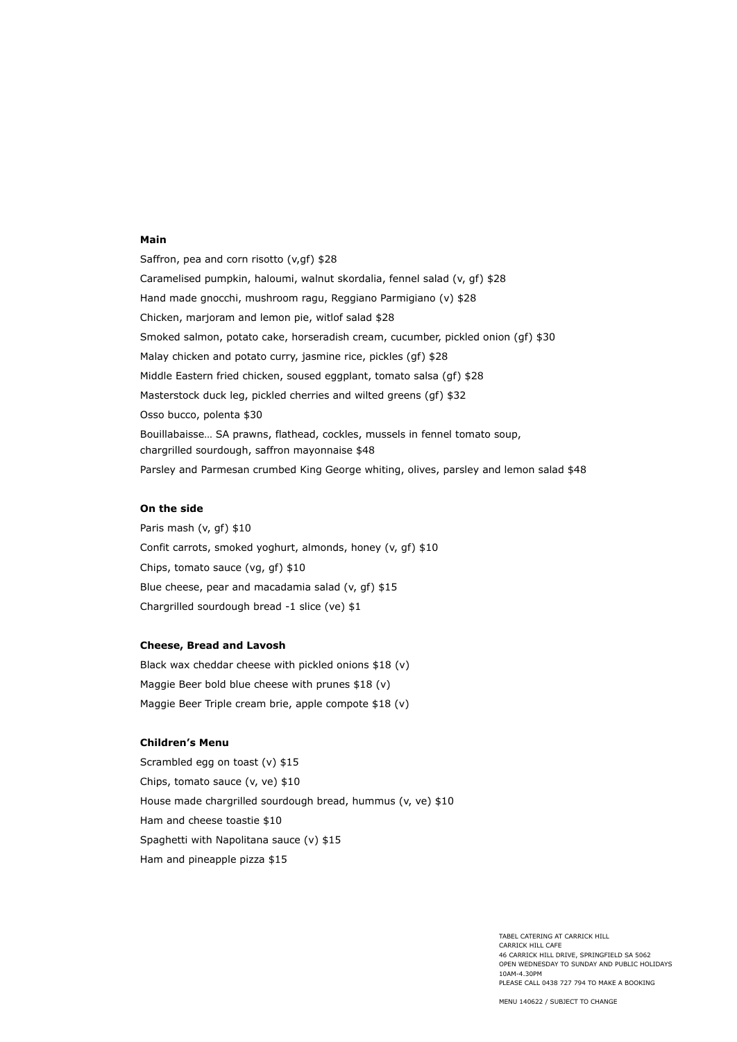**Main**

Saffron, pea and corn risotto (v,gf) $28

Caramelised pumpkin, haloumi, walnut skordalia, fennel salad (v, gf) $28

Hand made gnocchi, mushroom ragu, Reggiano Parmigiano (v) $28

Chicken, marjoram and lemon pie, witlof salad $28

Smoked salmon, potato cake, horseradish cream, cucumber, pickled onion (gf) $30

Malay chicken and potato curry, jasmine rice, pickles (gf) $28

Middle Eastern fried chicken, soused eggplant, tomato salsa (gf) $28

Masterstock duck leg, pickled cherries and wilted greens (gf) $32

Osso bucco, polenta $30

Bouillabaisse… SA prawns, flathead, cockles, mussels in fennel tomato soup, chargrilled sourdough, saffron mayonnaise $48

Parsley and Parmesan crumbed King George whiting, olives, parsley and lemon salad $48

**On the side**

Paris mash (v, gf) $10

Confit carrots, smoked yoghurt, almonds, honey (v, gf) $10

Chips, tomato sauce (vg, gf) $10

Blue cheese, pear and macadamia salad (v, gf) $15

Chargrilled sourdough bread -1 slice (ve) $1

**Cheese, Bread and Lavosh**

Black wax cheddar cheese with pickled onions $18 (v)

Maggie Beer bold blue cheese with prunes $18 (v)

Maggie Beer Triple cream brie, apple compote $18 (v)

**Children's Menu**

Scrambled egg on toast (v) $15

Chips, tomato sauce (v, ve) $10

House made chargrilled sourdough bread, hummus (v, ve) $10

Ham and cheese toastie $10

Spaghetti with Napolitana sauce (v) $15

Ham and pineapple pizza $15

TABEL CATERING AT CARRICK HILL
CARRICK HILL CAFE
46 CARRICK HILL DRIVE, SPRINGFIELD SA 5062
OPEN WEDNESDAY TO SUNDAY AND PUBLIC HOLIDAYS
10AM-4.30PM
PLEASE CALL 0438 727 794 TO MAKE A BOOKING

MENU 140622 / SUBJECT TO CHANGE